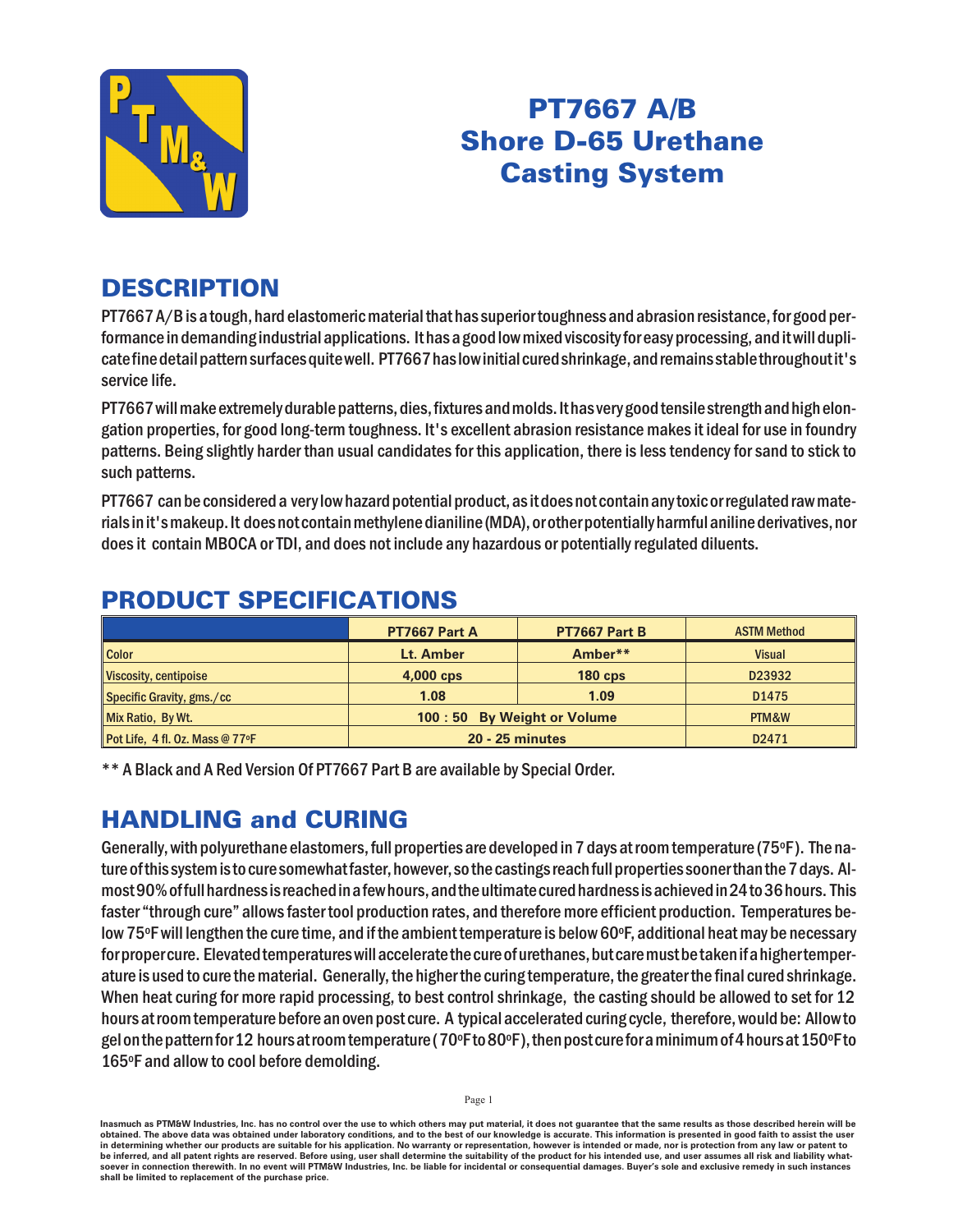# PT7667 A/B Shore D-65 Urethane Casting System

## DESCRIPTION

PT7667 A/B is a tough, hard elastomeric material that has superior toughness and abrasion resistance, for good performance in demanding industrial applications. It has a good low mixed viscosity for easy processing, and it will duplicate fine detail pattern surfaces quite well. PT7667 has low initial cured shrinkage, and remains stable throughout it's service life.

PT7667 will make extremely durable patterns, dies, fixtures and molds. It has very good tensile strength and high elongation properties, for good long-term toughness. It's excellent abrasion resistance makes it ideal for use in foundry patterns. Being slightly harder than usual candidates for this application, there is less tendency for sand to stick to such patterns.

PT7667 can be considered a very low hazard potential product, as it does not contain any toxic or regulated raw materials in it's makeup. It does not contain methylene dianiline (MDA), or other potentially harmful aniline derivatives, nor does it contain MBOCA or TDI, and does not include any hazardous or potentially regulated diluents.

## PRODUCT SPECIFICATIONS

| | PT7667 Part A | PT7667 Part B | ASTM Method |
|---|---|---|---|
| Color | Lt. Amber | Amber** | Visual |
| Viscosity, centipoise | 4,000 cps | 180 cps | D23932 |
| Specific Gravity, gms./cc | 1.08 | 1.09 | D1475 |
| Mix Ratio, By Wt. | 100 : 50 By Weight or Volume | | PTM&W |
| Pot Life, 4 fl. Oz. Mass @ 77ºF | 20 - 25 minutes | | D2471 |

** A Black and A Red Version Of PT7667 Part B are available by Special Order.

## HANDLING and CURING

Generally, with polyurethane elastomers, full properties are developed in 7 days at room temperature (75ºF). The nature of this system is to cure somewhat faster, however, so the castings reach full properties sooner than the 7 days. Almost 90% of full hardness is reached in a few hours, and the ultimate cured hardness is achieved in 24 to 36 hours. This faster "through cure" allows faster tool production rates, and therefore more efficient production. Temperatures below 75ºF will lengthen the cure time, and if the ambient temperature is below 60ºF, additional heat may be necessary for proper cure. Elevated temperatures will accelerate the cure of urethanes, but care must be taken if a higher temperature is used to cure the material. Generally, the higher the curing temperature, the greater the final cured shrinkage. When heat curing for more rapid processing, to best control shrinkage, the casting should be allowed to set for 12 hours at room temperature before an oven post cure. A typical accelerated curing cycle, therefore, would be: Allow to gel on the pattern for 12 hours at room temperature ( 70ºF to 80ºF), then post cure for a minimum of 4 hours at 150ºF to 165ºF and allow to cool before demolding.

**Inasmuch as PTM&W Industries, Inc. has no control over the use to which others may put material, it does not guarantee that the same results as those described herein will be obtained. The above data was obtained under laboratory conditions, and to the best of our knowledge is accurate. This information is presented in good faith to assist the user in determining whether our products are suitable for his application. No warranty or representation, however is intended or made, nor is protection from any law or patent to be inferred, and all patent rights are reserved. Before using, user shall determine the suitability of the product for his intended use, and user assumes all risk and liability whatsoever in connection therewith. In no event will PTM&W Industries, Inc. be liable for incidental or consequential damages. Buyer's sole and exclusive remedy in such instances shall be limited to replacement of the purchase price.**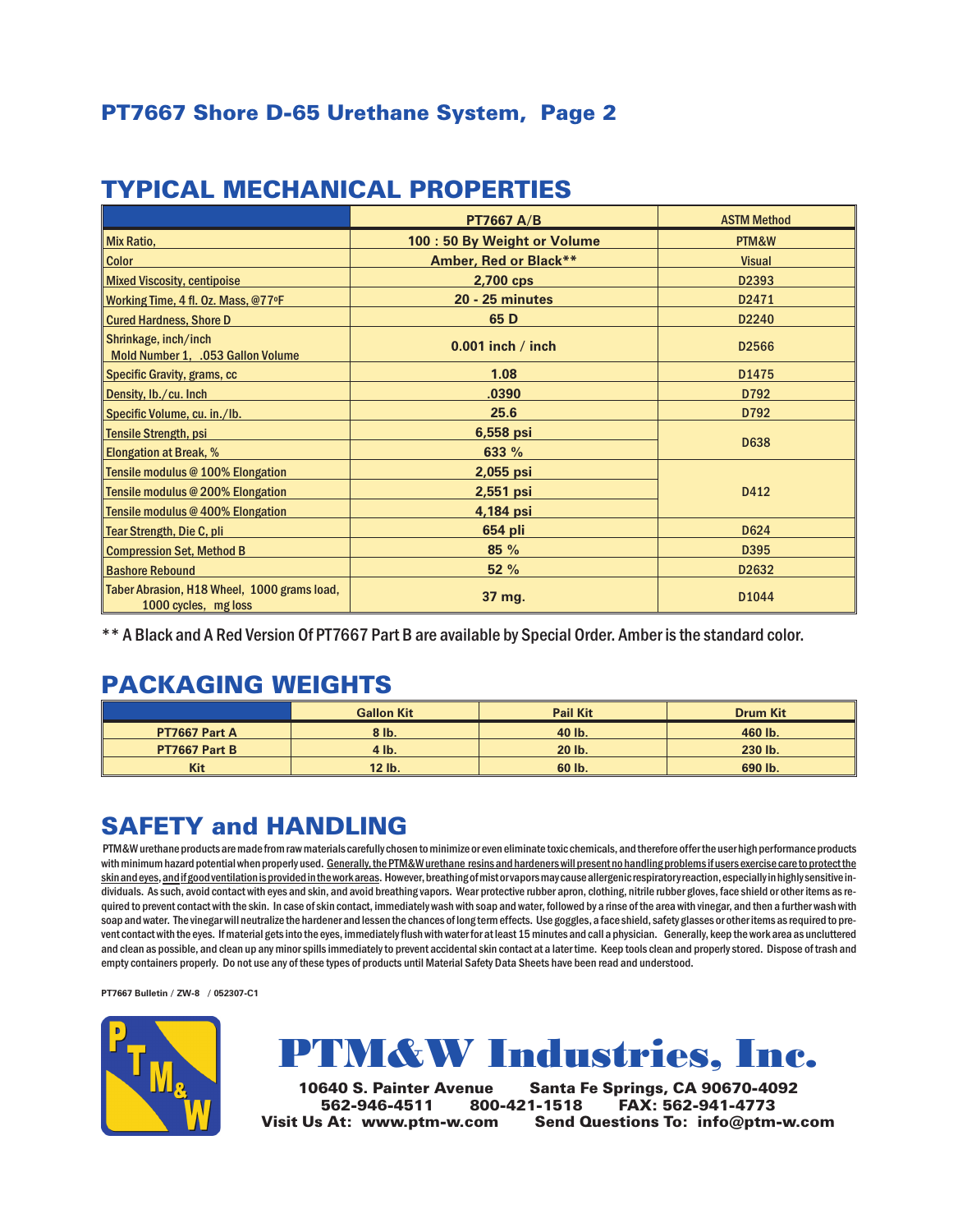## PT7667 Shore D-65 Urethane System, Page 2

## TYPICAL MECHANICAL PROPERTIES

| | PT7667 A/B | ASTM Method |
|---|---|---|
| Mix Ratio, | 100 : 50 By Weight or Volume | PTM&W |
| Color | Amber, Red or Black** | Visual |
| Mixed Viscosity, centipoise | 2,700 cps | D2393 |
| Working Time, 4 fl. Oz. Mass, @77ºF | 20 - 25 minutes | D2471 |
| Cured Hardness, Shore D | 65 D | D2240 |
| Shrinkage, inch/inch Mold Number 1, .053 Gallon Volume | 0.001 inch / inch | D2566 |
| Specific Gravity, grams, cc | 1.08 | D1475 |
| Density, lb./cu. Inch | .0390 | D792 |
| Specific Volume, cu. in./lb. | 25.6 | D792 |
| Tensile Strength, psi | 6,558 psi | D638 |
| Elongation at Break, % | 633 % | |
| Tensile modulus @ 100% Elongation | 2,055 psi | D412 |
| Tensile modulus @ 200% Elongation | 2,551 psi | |
| Tensile modulus @ 400% Elongation | 4,184 psi | |
| Tear Strength, Die C, pli | 654 pli | D624 |
| Compression Set, Method B | 85 % | D395 |
| Bashore Rebound | 52 % | D2632 |
| Taber Abrasion, H18 Wheel, 1000 grams load, 1000 cycles, mg loss | 37 mg. | D1044 |

** A Black and A Red Version Of PT7667 Part B are available by Special Order. Amber is the standard color.

## PACKAGING WEIGHTS

| | Gallon Kit | Pail Kit | Drum Kit |
|---|---|---|---|
| PT7667 Part A | 8 lb. | 40 lb. | 460 lb. |
| PT7667 Part B | 4 lb. | 20 lb. | 230 lb. |
| Kit | 12 lb. | 60 lb. | 690 lb. |

## SAFETY and HANDLING

PTM&W urethane products are made from raw materials carefully chosen to minimize or even eliminate toxic chemicals, and therefore offer the user high performance products with minimum hazard potential when properly used. Generally, the PTM&W urethane resins and hardeners will present no handling problems if users exercise care to protect the skin and eyes, and if good ventilation is provided in the work areas. However, breathing of mist or vapors may cause allergenic respiratory reaction, especially in highly sensitive individuals. As such, avoid contact with eyes and skin, and avoid breathing vapors. Wear protective rubber apron, clothing, nitrile rubber gloves, face shield or other items as required to prevent contact with the skin. In case of skin contact, immediately wash with soap and water, followed by a rinse of the area with vinegar, and then a further wash with soap and water. The vinegar will neutralize the hardener and lessen the chances of long term effects. Use goggles, a face shield, safety glasses or other items as required to prevent contact with the eyes. If material gets into the eyes, immediately flush with water for at least 15 minutes and call a physician. Generally, keep the work area as uncluttered and clean as possible, and clean up any minor spills immediately to prevent accidental skin contact at a later time. Keep tools clean and properly stored. Dispose of trash and empty containers properly. Do not use any of these types of products until Material Safety Data Sheets have been read and understood.

PT7667 Bulletin / ZW-8 / 052307-C1

**PTM&W Industries, Inc.**

10640 S. Painter Avenue Santa Fe Springs, CA 90670-4092
562-946-4511 800-421-1518 FAX: 562-941-4773
Visit Us At: www.ptm-w.com Send Questions To: info@ptm-w.com